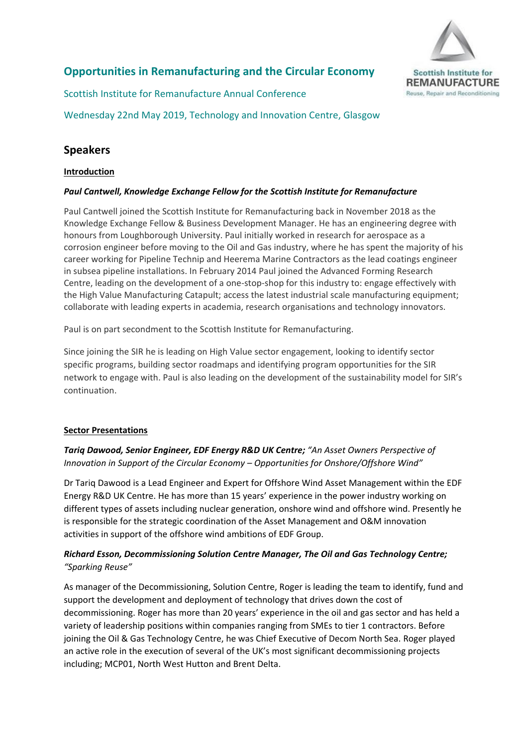# Opportunities in Remanufacturing and the Circular Economy

Scottish Institute for Remanufacture Annual Conference

Wednesday 22nd May 2019, Technology and Innovation Centre, Glasgow

Scottish Institute for REMANUFACTURE
Reuse, Repair and Reconditioning

## Speakers

### Introduction

***Paul Cantwell, Knowledge Exchange Fellow for the Scottish Institute for Remanufacture***

Paul Cantwell joined the Scottish Institute for Remanufacturing back in November 2018 as the Knowledge Exchange Fellow & Business Development Manager. He has an engineering degree with honours from Loughborough University. Paul initially worked in research for aerospace as a corrosion engineer before moving to the Oil and Gas industry, where he has spent the majority of his career working for Pipeline Technip and Heerema Marine Contractors as the lead coatings engineer in subsea pipeline installations. In February 2014 Paul joined the Advanced Forming Research Centre, leading on the development of a one-stop-shop for this industry to: engage effectively with the High Value Manufacturing Catapult; access the latest industrial scale manufacturing equipment; collaborate with leading experts in academia, research organisations and technology innovators.

Paul is on part secondment to the Scottish Institute for Remanufacturing.

Since joining the SIR he is leading on High Value sector engagement, looking to identify sector specific programs, building sector roadmaps and identifying program opportunities for the SIR network to engage with. Paul is also leading on the development of the sustainability model for SIR's continuation.

### Sector Presentations

***Tariq Dawood, Senior Engineer, EDF Energy R&D UK Centre;*** *"An Asset Owners Perspective of Innovation in Support of the Circular Economy – Opportunities for Onshore/Offshore Wind"*

Dr Tariq Dawood is a Lead Engineer and Expert for Offshore Wind Asset Management within the EDF Energy R&D UK Centre. He has more than 15 years' experience in the power industry working on different types of assets including nuclear generation, onshore wind and offshore wind. Presently he is responsible for the strategic coordination of the Asset Management and O&M innovation activities in support of the offshore wind ambitions of EDF Group.

***Richard Esson, Decommissioning Solution Centre Manager, The Oil and Gas Technology Centre;*** *"Sparking Reuse"*

As manager of the Decommissioning, Solution Centre, Roger is leading the team to identify, fund and support the development and deployment of technology that drives down the cost of decommissioning. Roger has more than 20 years' experience in the oil and gas sector and has held a variety of leadership positions within companies ranging from SMEs to tier 1 contractors. Before joining the Oil & Gas Technology Centre, he was Chief Executive of Decom North Sea. Roger played an active role in the execution of several of the UK's most significant decommissioning projects including; MCP01, North West Hutton and Brent Delta.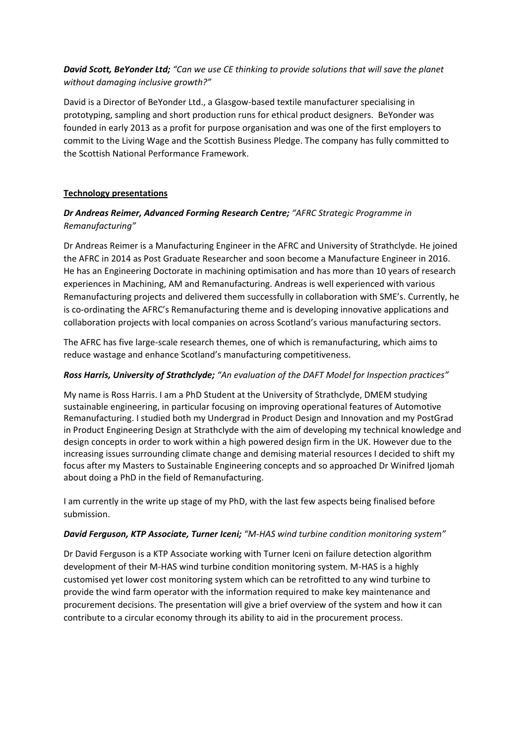***David Scott, BeYonder Ltd;*** *"Can we use CE thinking to provide solutions that will save the planet without damaging inclusive growth?"*

David is a Director of BeYonder Ltd., a Glasgow-based textile manufacturer specialising in prototyping, sampling and short production runs for ethical product designers. BeYonder was founded in early 2013 as a profit for purpose organisation and was one of the first employers to commit to the Living Wage and the Scottish Business Pledge. The company has fully committed to the Scottish National Performance Framework.

**Technology presentations**

***Dr Andreas Reimer, Advanced Forming Research Centre;*** *"AFRC Strategic Programme in Remanufacturing"*

Dr Andreas Reimer is a Manufacturing Engineer in the AFRC and University of Strathclyde. He joined the AFRC in 2014 as Post Graduate Researcher and soon become a Manufacture Engineer in 2016. He has an Engineering Doctorate in machining optimisation and has more than 10 years of research experiences in Machining, AM and Remanufacturing. Andreas is well experienced with various Remanufacturing projects and delivered them successfully in collaboration with SME's. Currently, he is co-ordinating the AFRC's Remanufacturing theme and is developing innovative applications and collaboration projects with local companies on across Scotland's various manufacturing sectors.

The AFRC has five large-scale research themes, one of which is remanufacturing, which aims to reduce wastage and enhance Scotland's manufacturing competitiveness.

***Ross Harris, University of Strathclyde;*** *"An evaluation of the DAFT Model for Inspection practices"*

My name is Ross Harris. I am a PhD Student at the University of Strathclyde, DMEM studying sustainable engineering, in particular focusing on improving operational features of Automotive Remanufacturing. I studied both my Undergrad in Product Design and Innovation and my PostGrad in Product Engineering Design at Strathclyde with the aim of developing my technical knowledge and design concepts in order to work within a high powered design firm in the UK. However due to the increasing issues surrounding climate change and demising material resources I decided to shift my focus after my Masters to Sustainable Engineering concepts and so approached Dr Winifred Ijomah about doing a PhD in the field of Remanufacturing.

I am currently in the write up stage of my PhD, with the last few aspects being finalised before submission.

***David Ferguson, KTP Associate, Turner Iceni;*** *"M-HAS wind turbine condition monitoring system"*

Dr David Ferguson is a KTP Associate working with Turner Iceni on failure detection algorithm development of their M-HAS wind turbine condition monitoring system. M-HAS is a highly customised yet lower cost monitoring system which can be retrofitted to any wind turbine to provide the wind farm operator with the information required to make key maintenance and procurement decisions. The presentation will give a brief overview of the system and how it can contribute to a circular economy through its ability to aid in the procurement process.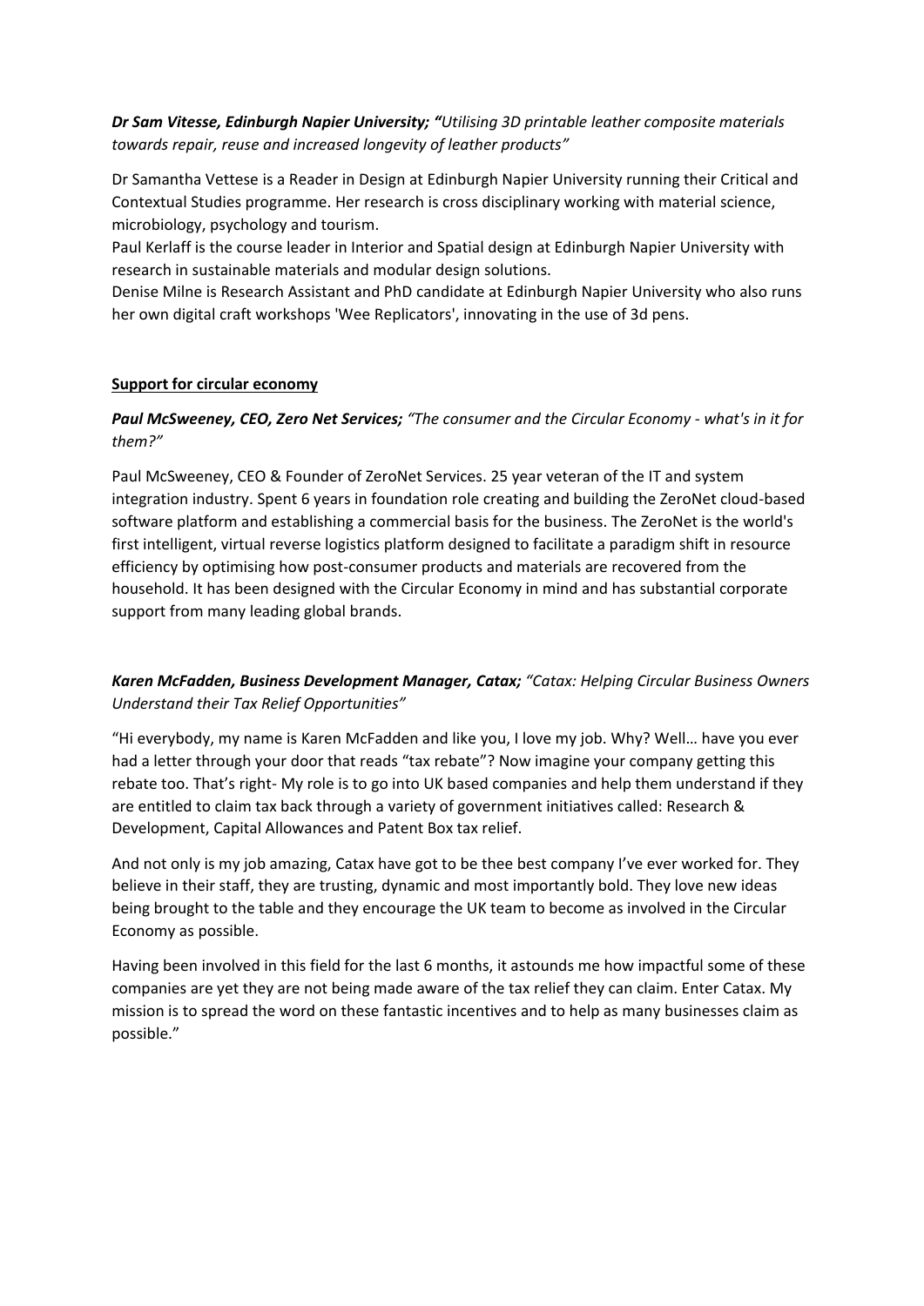***Dr Sam Vitesse, Edinburgh Napier University; "****Utilising 3D printable leather composite materials towards repair, reuse and increased longevity of leather products"*

Dr Samantha Vettese is a Reader in Design at Edinburgh Napier University running their Critical and Contextual Studies programme. Her research is cross disciplinary working with material science, microbiology, psychology and tourism.
Paul Kerlaff is the course leader in Interior and Spatial design at Edinburgh Napier University with research in sustainable materials and modular design solutions.
Denise Milne is Research Assistant and PhD candidate at Edinburgh Napier University who also runs her own digital craft workshops 'Wee Replicators', innovating in the use of 3d pens.

**<u>Support for circular economy</u>**

***Paul McSweeney, CEO, Zero Net Services;*** *"The consumer and the Circular Economy - what's in it for them?"*

Paul McSweeney, CEO & Founder of ZeroNet Services. 25 year veteran of the IT and system integration industry. Spent 6 years in foundation role creating and building the ZeroNet cloud-based software platform and establishing a commercial basis for the business. The ZeroNet is the world's first intelligent, virtual reverse logistics platform designed to facilitate a paradigm shift in resource efficiency by optimising how post-consumer products and materials are recovered from the household. It has been designed with the Circular Economy in mind and has substantial corporate support from many leading global brands.

***Karen McFadden, Business Development Manager, Catax;*** *"Catax: Helping Circular Business Owners Understand their Tax Relief Opportunities"*

"Hi everybody, my name is Karen McFadden and like you, I love my job. Why? Well… have you ever had a letter through your door that reads "tax rebate"? Now imagine your company getting this rebate too. That's right- My role is to go into UK based companies and help them understand if they are entitled to claim tax back through a variety of government initiatives called: Research & Development, Capital Allowances and Patent Box tax relief.

And not only is my job amazing, Catax have got to be thee best company I've ever worked for. They believe in their staff, they are trusting, dynamic and most importantly bold. They love new ideas being brought to the table and they encourage the UK team to become as involved in the Circular Economy as possible.

Having been involved in this field for the last 6 months, it astounds me how impactful some of these companies are yet they are not being made aware of the tax relief they can claim. Enter Catax. My mission is to spread the word on these fantastic incentives and to help as many businesses claim as possible."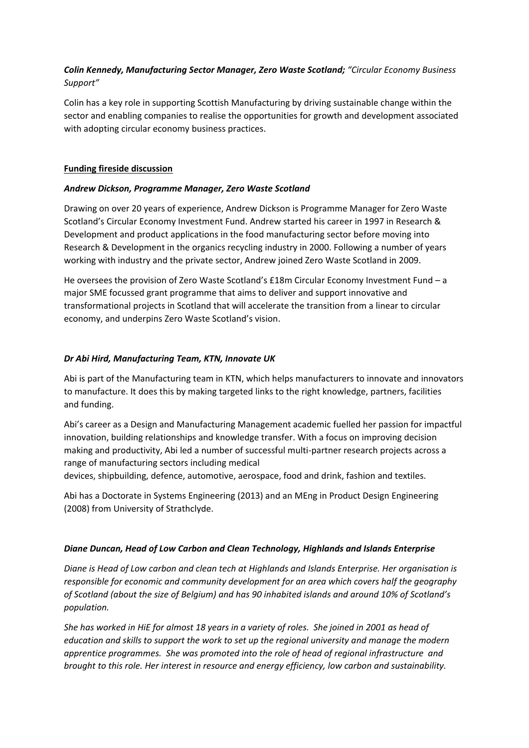***Colin Kennedy, Manufacturing Sector Manager, Zero Waste Scotland;*** *"Circular Economy Business Support"*

Colin has a key role in supporting Scottish Manufacturing by driving sustainable change within the sector and enabling companies to realise the opportunities for growth and development associated with adopting circular economy business practices.

**Funding fireside discussion**

***Andrew Dickson, Programme Manager, Zero Waste Scotland***

Drawing on over 20 years of experience, Andrew Dickson is Programme Manager for Zero Waste Scotland's Circular Economy Investment Fund. Andrew started his career in 1997 in Research & Development and product applications in the food manufacturing sector before moving into Research & Development in the organics recycling industry in 2000. Following a number of years working with industry and the private sector, Andrew joined Zero Waste Scotland in 2009.

He oversees the provision of Zero Waste Scotland's £18m Circular Economy Investment Fund – a major SME focussed grant programme that aims to deliver and support innovative and transformational projects in Scotland that will accelerate the transition from a linear to circular economy, and underpins Zero Waste Scotland's vision.

***Dr Abi Hird, Manufacturing Team, KTN, Innovate UK***

Abi is part of the Manufacturing team in KTN, which helps manufacturers to innovate and innovators to manufacture. It does this by making targeted links to the right knowledge, partners, facilities and funding.

Abi's career as a Design and Manufacturing Management academic fuelled her passion for impactful innovation, building relationships and knowledge transfer. With a focus on improving decision making and productivity, Abi led a number of successful multi-partner research projects across a range of manufacturing sectors including medical devices, shipbuilding, defence, automotive, aerospace, food and drink, fashion and textiles.

Abi has a Doctorate in Systems Engineering (2013) and an MEng in Product Design Engineering (2008) from University of Strathclyde.

***Diane Duncan, Head of Low Carbon and Clean Technology, Highlands and Islands Enterprise***

*Diane is Head of Low carbon and clean tech at Highlands and Islands Enterprise. Her organisation is responsible for economic and community development for an area which covers half the geography of Scotland (about the size of Belgium) and has 90 inhabited islands and around 10% of Scotland's population.*

*She has worked in HiE for almost 18 years in a variety of roles. She joined in 2001 as head of education and skills to support the work to set up the regional university and manage the modern apprentice programmes. She was promoted into the role of head of regional infrastructure and brought to this role. Her interest in resource and energy efficiency, low carbon and sustainability.*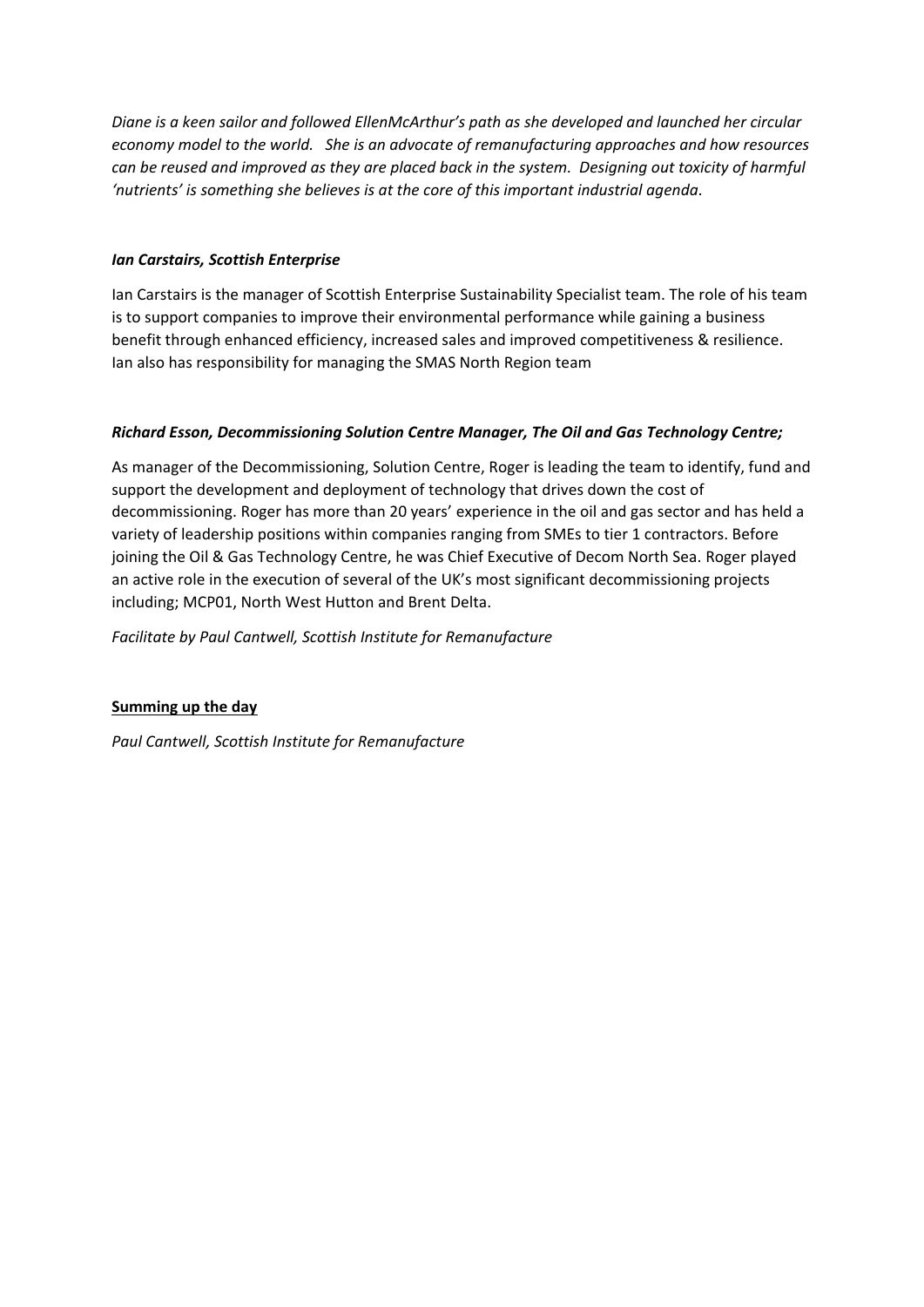*Diane is a keen sailor and followed EllenMcArthur's path as she developed and launched her circular economy model to the world. She is an advocate of remanufacturing approaches and how resources can be reused and improved as they are placed back in the system. Designing out toxicity of harmful 'nutrients' is something she believes is at the core of this important industrial agenda.*

***Ian Carstairs, Scottish Enterprise***

Ian Carstairs is the manager of Scottish Enterprise Sustainability Specialist team. The role of his team is to support companies to improve their environmental performance while gaining a business benefit through enhanced efficiency, increased sales and improved competitiveness & resilience. Ian also has responsibility for managing the SMAS North Region team

***Richard Esson, Decommissioning Solution Centre Manager, The Oil and Gas Technology Centre;***

As manager of the Decommissioning, Solution Centre, Roger is leading the team to identify, fund and support the development and deployment of technology that drives down the cost of decommissioning. Roger has more than 20 years' experience in the oil and gas sector and has held a variety of leadership positions within companies ranging from SMEs to tier 1 contractors. Before joining the Oil & Gas Technology Centre, he was Chief Executive of Decom North Sea. Roger played an active role in the execution of several of the UK's most significant decommissioning projects including; MCP01, North West Hutton and Brent Delta.

*Facilitate by Paul Cantwell, Scottish Institute for Remanufacture*

<u>**Summing up the day**</u>

*Paul Cantwell, Scottish Institute for Remanufacture*